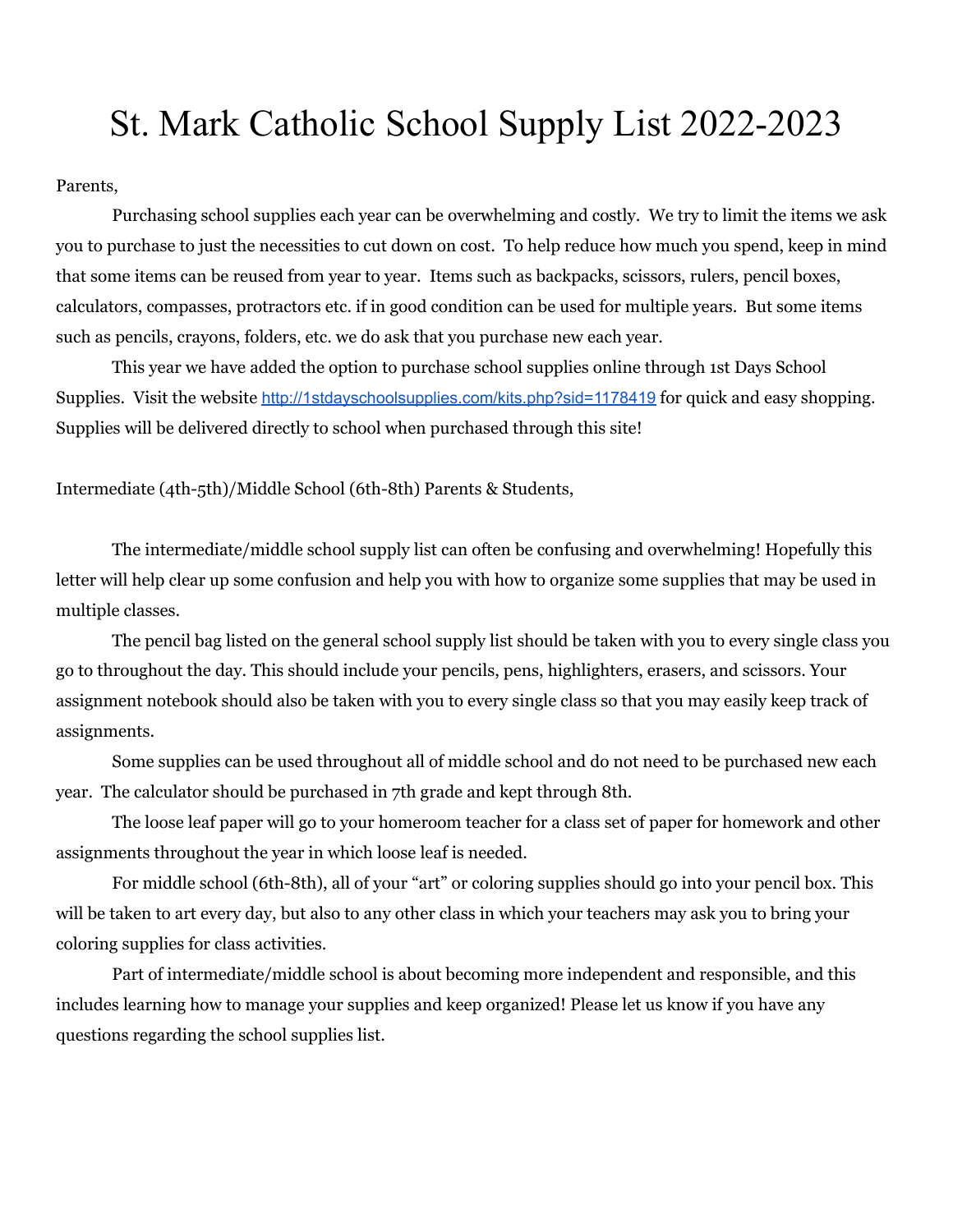# St. Mark Catholic School Supply List 2022-2023

Parents,

Purchasing school supplies each year can be overwhelming and costly. We try to limit the items we ask you to purchase to just the necessities to cut down on cost. To help reduce how much you spend, keep in mind that some items can be reused from year to year. Items such as backpacks, scissors, rulers, pencil boxes, calculators, compasses, protractors etc. if in good condition can be used for multiple years. But some items such as pencils, crayons, folders, etc. we do ask that you purchase new each year.

This year we have added the option to purchase school supplies online through 1st Days School Supplies. Visit the website [http://1stdayschoolsupplies.com/kits.php?sid=1178419](http://1stdayschoolsupplies.com/kits.php?sid=1178419) for quick and easy shopping. Supplies will be delivered directly to school when purchased through this site!

Intermediate (4th-5th)/Middle School (6th-8th) Parents & Students,

The intermediate/middle school supply list can often be confusing and overwhelming! Hopefully this letter will help clear up some confusion and help you with how to organize some supplies that may be used in multiple classes.

The pencil bag listed on the general school supply list should be taken with you to every single class you go to throughout the day. This should include your pencils, pens, highlighters, erasers, and scissors. Your assignment notebook should also be taken with you to every single class so that you may easily keep track of assignments.

Some supplies can be used throughout all of middle school and do not need to be purchased new each year. The calculator should be purchased in 7th grade and kept through 8th.

The loose leaf paper will go to your homeroom teacher for a class set of paper for homework and other assignments throughout the year in which loose leaf is needed.

For middle school (6th-8th), all of your "art" or coloring supplies should go into your pencil box. This will be taken to art every day, but also to any other class in which your teachers may ask you to bring your coloring supplies for class activities.

Part of intermediate/middle school is about becoming more independent and responsible, and this includes learning how to manage your supplies and keep organized! Please let us know if you have any questions regarding the school supplies list.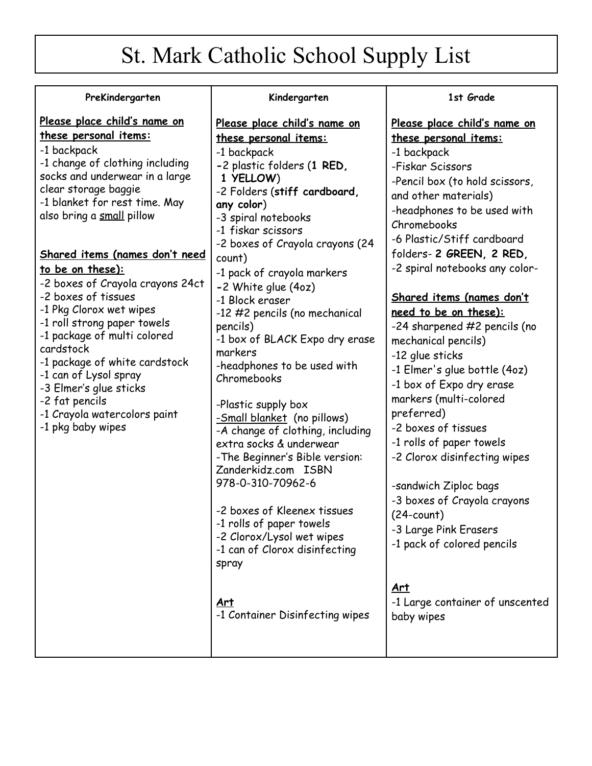# St. Mark Catholic School Supply List

## PreKindergarten

**Please place child's name on these personal items:**

-1 backpack
-1 change of clothing including socks and underwear in a large clear storage baggie
-1 blanket for rest time. May also bring a small pillow

**Shared items (names don't need to be on these):**

-2 boxes of Crayola crayons 24ct
-2 boxes of tissues
-1 Pkg Clorox wet wipes
-1 roll strong paper towels
-1 package of multi colored cardstock
-1 package of white cardstock
-1 can of Lysol spray
-3 Elmer's glue sticks
-2 fat pencils
-1 Crayola watercolors paint
-1 pkg baby wipes

## Kindergarten

**Please place child's name on these personal items:**

-1 backpack
-2 plastic folders (**1 RED, 1 YELLOW**)
-2 Folders (**stiff cardboard, any color**)
-3 spiral notebooks
-1 fiskar scissors
-2 boxes of Crayola crayons (24 count)
-1 pack of crayola markers
-2 White glue (4oz)
-1 Block eraser
-12 #2 pencils (no mechanical pencils)
-1 box of BLACK Expo dry erase markers
-headphones to be used with Chromebooks

-Plastic supply box
-Small blanket (no pillows)
-A change of clothing, including extra socks & underwear
-The Beginner's Bible version: Zanderkidz.com ISBN 978-0-310-70962-6

-2 boxes of Kleenex tissues
-1 rolls of paper towels
-2 Clorox/Lysol wet wipes
-1 can of Clorox disinfecting spray

**Art**
-1 Container Disinfecting wipes

## 1st Grade

**Please place child's name on these personal items:**

-1 backpack
-Fiskar Scissors
-Pencil box (to hold scissors, and other materials)
-headphones to be used with Chromebooks
-6 Plastic/Stiff cardboard folders- **2 GREEN, 2 RED,**
-2 spiral notebooks any color-

**Shared items (names don't need to be on these):**

-24 sharpened #2 pencils (no mechanical pencils)
-12 glue sticks
-1 Elmer's glue bottle (4oz)
-1 box of Expo dry erase markers (multi-colored preferred)
-2 boxes of tissues
-1 rolls of paper towels
-2 Clorox disinfecting wipes

-sandwich Ziploc bags
-3 boxes of Crayola crayons (24-count)
-3 Large Pink Erasers
-1 pack of colored pencils

**Art**
-1 Large container of unscented baby wipes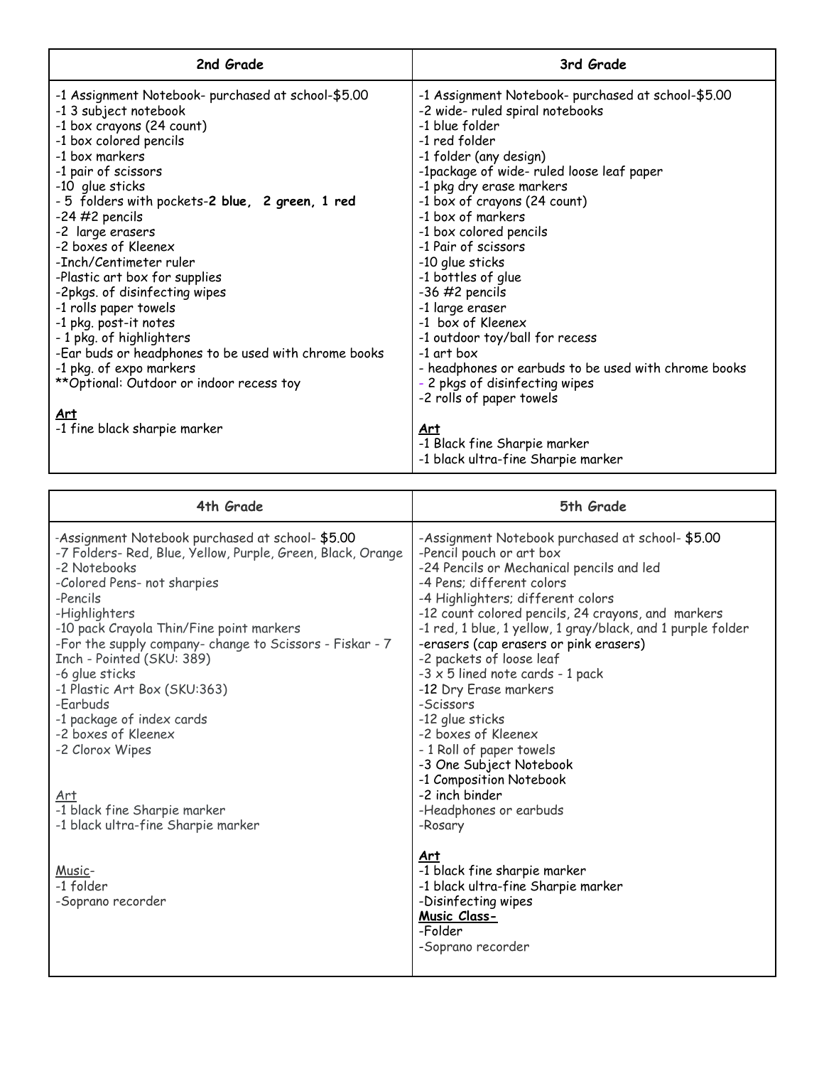| 2nd Grade | 3rd Grade |
| --- | --- |
| -1 Assignment Notebook- purchased at school-$5.00<br>-1 3 subject notebook<br>-1 box crayons (24 count)<br>-1 box colored pencils<br>-1 box markers<br>-1 pair of scissors<br>-10 glue sticks<br>- 5 folders with pockets-**2 blue, 2 green, 1 red**<br>-24 #2 pencils<br>-2 large erasers<br>-2 boxes of Kleenex<br>-Inch/Centimeter ruler<br>-Plastic art box for supplies<br>-2pkgs. of disinfecting wipes<br>-1 rolls paper towels<br>-1 pkg. post-it notes<br>- 1 pkg. of highlighters<br>-Ear buds or headphones to be used with chrome books<br>-1 pkg. of expo markers<br>**Optional: Outdoor or indoor recess toy<br><br>**<u>Art</u>**<br>-1 fine black sharpie marker | -1 Assignment Notebook- purchased at school-$5.00<br>-2 wide- ruled spiral notebooks<br>-1 blue folder<br>-1 red folder<br>-1 folder (any design)<br>-1package of wide- ruled loose leaf paper<br>-1 pkg dry erase markers<br>-1 box of crayons (24 count)<br>-1 box of markers<br>-1 box colored pencils<br>-1 Pair of scissors<br>-10 glue sticks<br>-1 bottles of glue<br>-36 #2 pencils<br>-1 large eraser<br>-1 box of Kleenex<br>-1 outdoor toy/ball for recess<br>-1 art box<br>- headphones or earbuds to be used with chrome books<br>- 2 pkgs of disinfecting wipes<br>-2 rolls of paper towels<br><br>**<u>Art</u>**<br>-1 Black fine Sharpie marker<br>-1 black ultra-fine Sharpie marker |

| 4th Grade | 5th Grade |
| --- | --- |
| -Assignment Notebook purchased at school- $5.00<br>-7 Folders- Red, Blue, Yellow, Purple, Green, Black, Orange<br>-2 Notebooks<br>-Colored Pens- not sharpies<br>-Pencils<br>-Highlighters<br>-10 pack Crayola Thin/Fine point markers<br>-For the supply company- change to Scissors - Fiskar - 7 Inch - Pointed (SKU: 389)<br>-6 glue sticks<br>-1 Plastic Art Box (SKU:363)<br>-Earbuds<br>-1 package of index cards<br>-2 boxes of Kleenex<br>-2 Clorox Wipes<br><br><u>Art</u><br>-1 black fine Sharpie marker<br>-1 black ultra-fine Sharpie marker<br><br><u>Music</u>-<br>-1 folder<br>-Soprano recorder | -Assignment Notebook purchased at school- $5.00<br>-Pencil pouch or art box<br>-24 Pencils or Mechanical pencils and led<br>-4 Pens; different colors<br>-4 Highlighters; different colors<br>-12 count colored pencils, 24 crayons, and markers<br>-1 red, 1 blue, 1 yellow, 1 gray/black, and 1 purple folder<br>-erasers (cap erasers or pink erasers)<br>-2 packets of loose leaf<br>-3 x 5 lined note cards - 1 pack<br>-12 Dry Erase markers<br>-Scissors<br>-12 glue sticks<br>-2 boxes of Kleenex<br>- 1 Roll of paper towels<br>-3 One Subject Notebook<br>-1 Composition Notebook<br>-2 inch binder<br>-Headphones or earbuds<br>-Rosary<br><br>**<u>Art</u>**<br>-1 black fine sharpie marker<br>-1 black ultra-fine Sharpie marker<br>-Disinfecting wipes<br>**<u>Music Class-</u>**<br>-Folder<br>-Soprano recorder |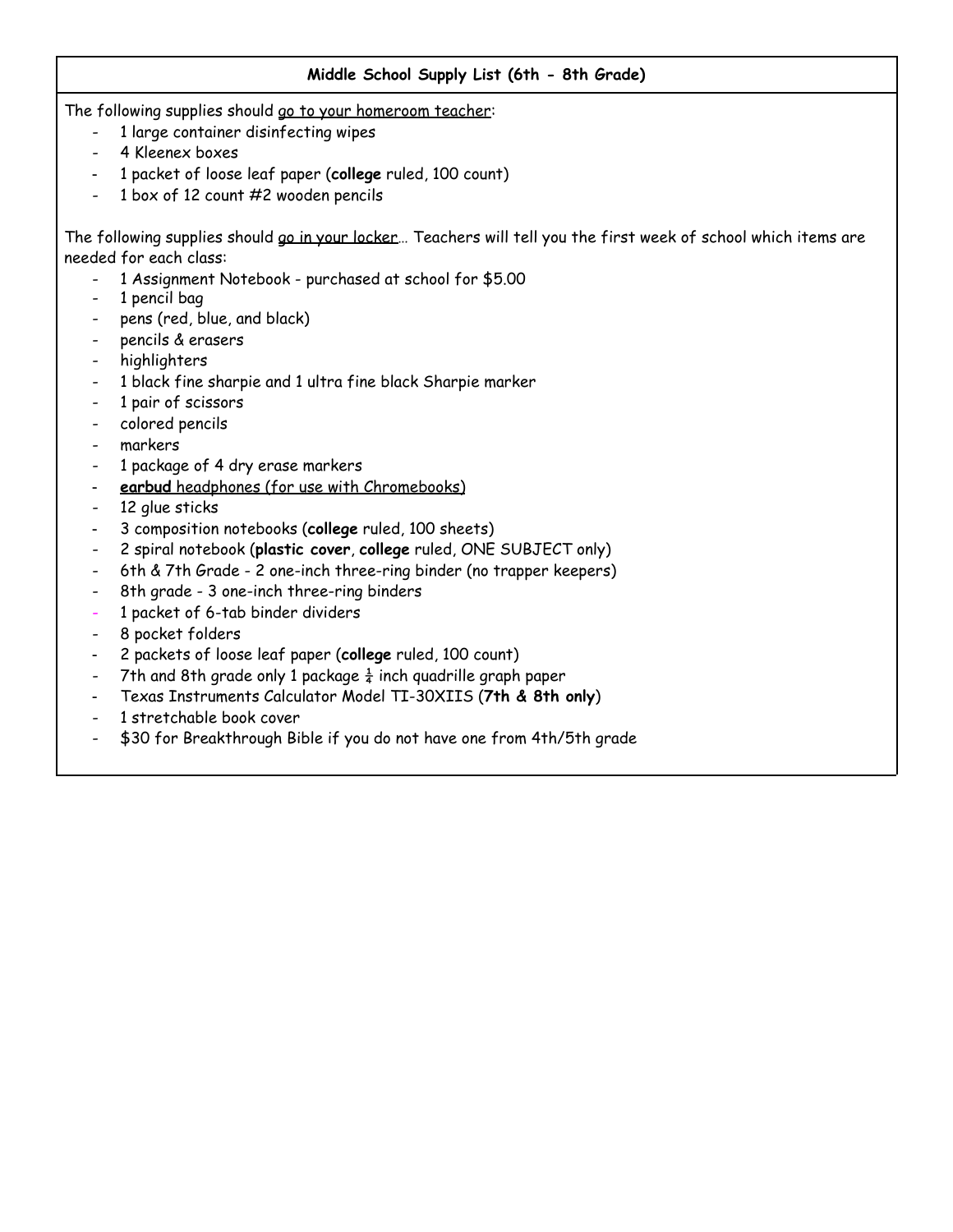**Middle School Supply List (6th - 8th Grade)**

The following supplies should go to your homeroom teacher:

- 1 large container disinfecting wipes
- 4 Kleenex boxes
- 1 packet of loose leaf paper (**college** ruled, 100 count)
- 1 box of 12 count #2 wooden pencils

The following supplies should go in your locker… Teachers will tell you the first week of school which items are needed for each class:

- 1 Assignment Notebook - purchased at school for $5.00
- 1 pencil bag
- pens (red, blue, and black)
- pencils & erasers
- highlighters
- 1 black fine sharpie and 1 ultra fine black Sharpie marker
- 1 pair of scissors
- colored pencils
- markers
- 1 package of 4 dry erase markers
- **earbud** headphones (for use with Chromebooks)
- 12 glue sticks
- 3 composition notebooks (**college** ruled, 100 sheets)
- 2 spiral notebook (**plastic cover**, **college** ruled, ONE SUBJECT only)
- 6th & 7th Grade - 2 one-inch three-ring binder (no trapper keepers)
- 8th grade - 3 one-inch three-ring binders
- 1 packet of 6-tab binder dividers
- 8 pocket folders
- 2 packets of loose leaf paper (**college** ruled, 100 count)
- 7th and 8th grade only 1 package ¼ inch quadrille graph paper
- Texas Instruments Calculator Model TI-30XIIS (**7th & 8th only**)
- 1 stretchable book cover
- $30 for Breakthrough Bible if you do not have one from 4th/5th grade